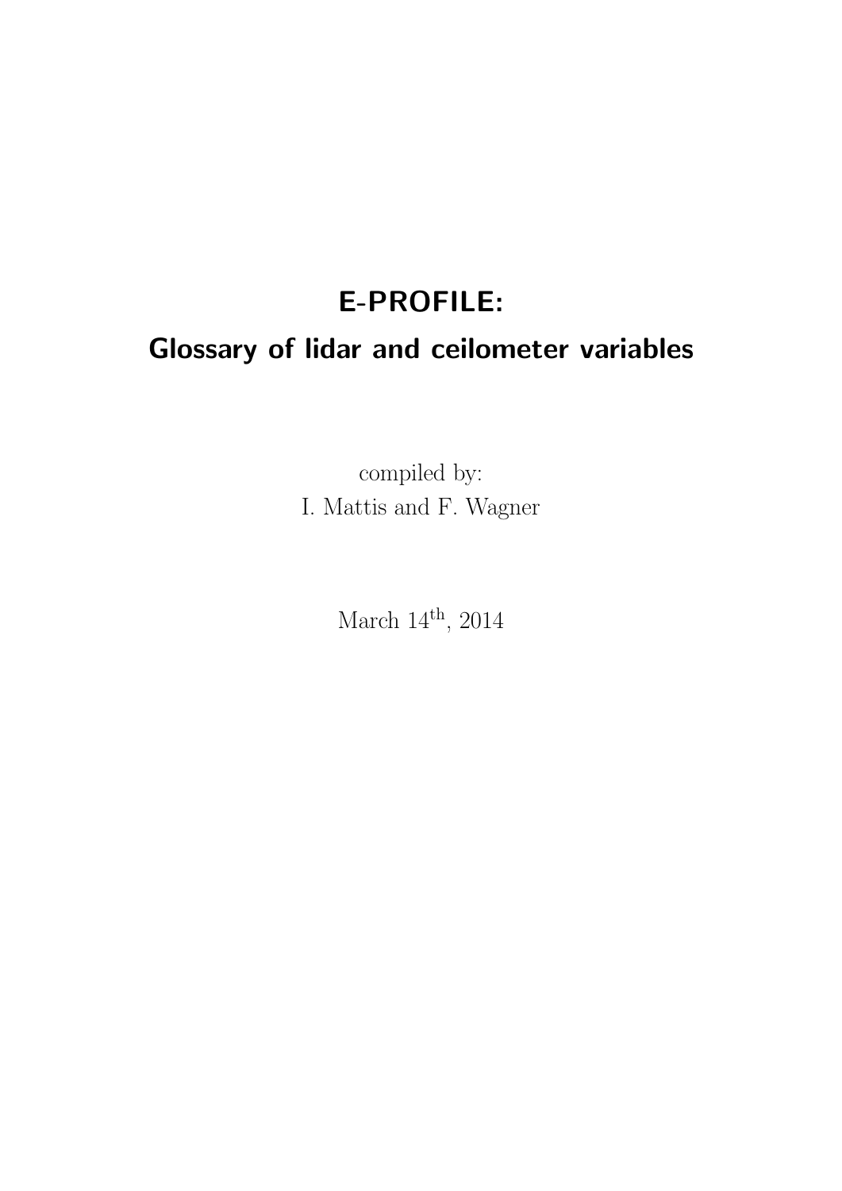# E-PROFILE:

# Glossary of lidar and ceilometer variables

compiled by:
I. Mattis and F. Wagner

March 14$^{\text{th}}$, 2014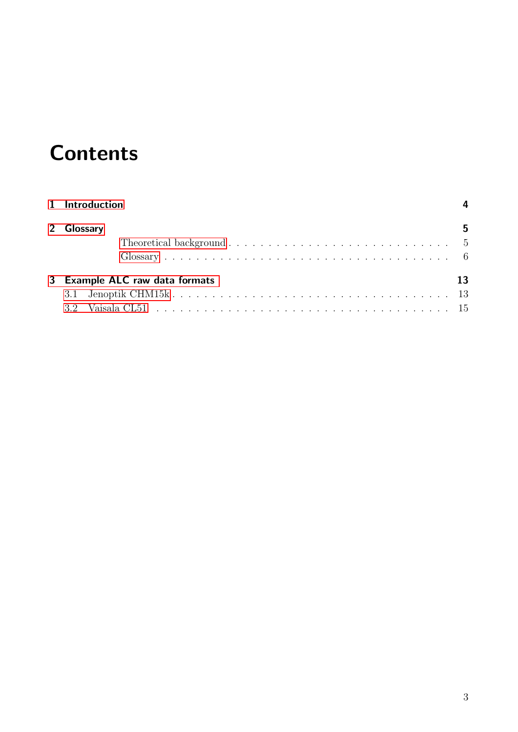# Contents

**1 Introduction** **4**

**2 Glossary** **5**

- Theoretical background . . . . . . . . . . . . . . . . . . . . . . . . . . . . 5
- Glossary . . . . . . . . . . . . . . . . . . . . . . . . . . . . . . . . . . . 6

**3 Example ALC raw data formats** **13**

- 3.1 Jenoptik CHM15k . . . . . . . . . . . . . . . . . . . . . . . . . . . . . . . 13
- 3.2 Vaisala CL51 . . . . . . . . . . . . . . . . . . . . . . . . . . . . . . . . . 15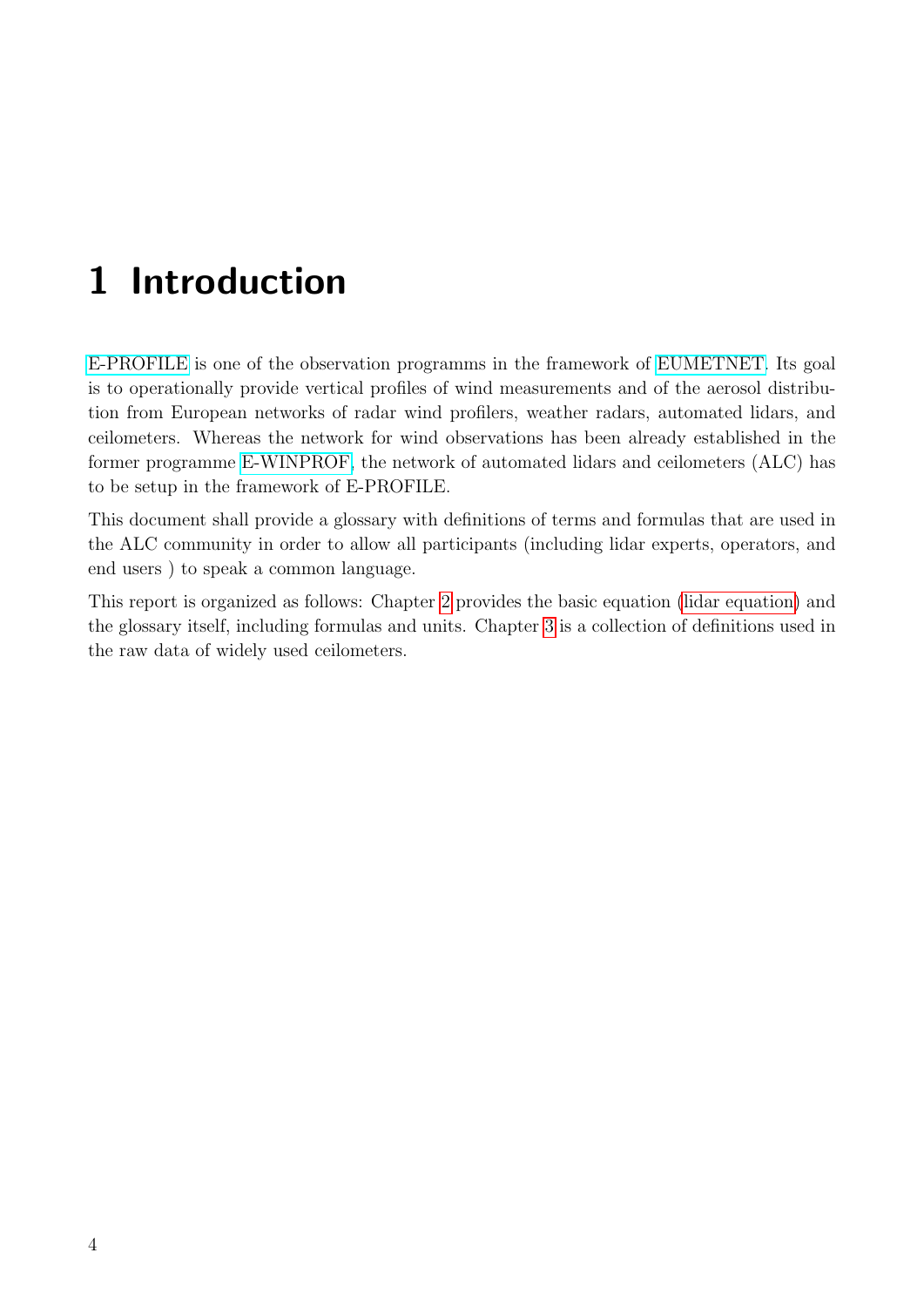# 1 Introduction

E-PROFILE is one of the observation programms in the framework of EUMETNET. Its goal is to operationally provide vertical profiles of wind measurements and of the aerosol distribution from European networks of radar wind profilers, weather radars, automated lidars, and ceilometers. Whereas the network for wind observations has been already established in the former programme E-WINPROF, the network of automated lidars and ceilometers (ALC) has to be setup in the framework of E-PROFILE.

This document shall provide a glossary with definitions of terms and formulas that are used in the ALC community in order to allow all participants (including lidar experts, operators, and end users ) to speak a common language.

This report is organized as follows: Chapter 2 provides the basic equation (lidar equation) and the glossary itself, including formulas and units. Chapter 3 is a collection of definitions used in the raw data of widely used ceilometers.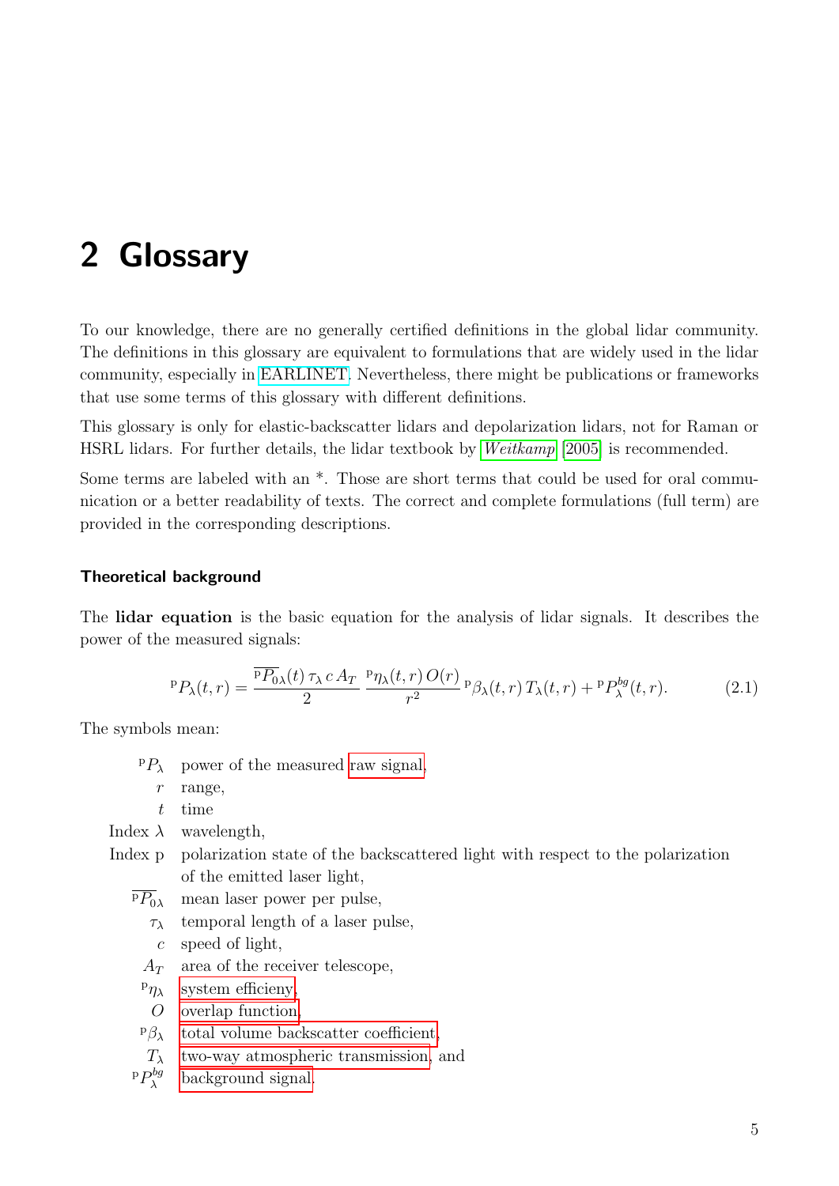# 2 Glossary

To our knowledge, there are no generally certified definitions in the global lidar community. The definitions in this glossary are equivalent to formulations that are widely used in the lidar community, especially in EARLINET. Nevertheless, there might be publications or frameworks that use some terms of this glossary with different definitions.

This glossary is only for elastic-backscatter lidars and depolarization lidars, not for Raman or HSRL lidars. For further details, the lidar textbook by *Weitkamp* [2005] is recommended.

Some terms are labeled with an *. Those are short terms that could be used for oral communication or a better readability of texts. The correct and complete formulations (full term) are provided in the corresponding descriptions.

### Theoretical background

The **lidar equation** is the basic equation for the analysis of lidar signals. It describes the power of the measured signals:

$$^{\mathrm{p}}P_{\lambda}(t,r) = \frac{\overline{^{\mathrm{p}}P_{0\lambda}}(t)\,\tau_{\lambda}\,c\,A_T}{2}\,\frac{^{\mathrm{p}}\eta_{\lambda}(t,r)\,O(r)}{r^2}\,{}^{\mathrm{p}}\beta_{\lambda}(t,r)\,T_{\lambda}(t,r) + {}^{\mathrm{p}}P_{\lambda}^{bg}(t,r). \tag{2.1}$$

The symbols mean:

- $^{\mathrm{p}}P_{\lambda}$ power of the measured raw signal,
- $r$ range,
- $t$ time
- Index $\lambda$ wavelength,
- Index p polarization state of the backscattered light with respect to the polarization of the emitted laser light,
- $\overline{^{\mathrm{p}}P_{0\lambda}}$ mean laser power per pulse,
- $\tau_{\lambda}$ temporal length of a laser pulse,
- $c$ speed of light,
- $A_T$ area of the receiver telescope,
- $^{\mathrm{p}}\eta_{\lambda}$ system efficieny,
- $O$ overlap function,
- $^{\mathrm{p}}\beta_{\lambda}$ total volume backscatter coefficient,
- $T_{\lambda}$ two-way atmospheric transmission, and
- $^{\mathrm{p}}P_{\lambda}^{bg}$ background signal.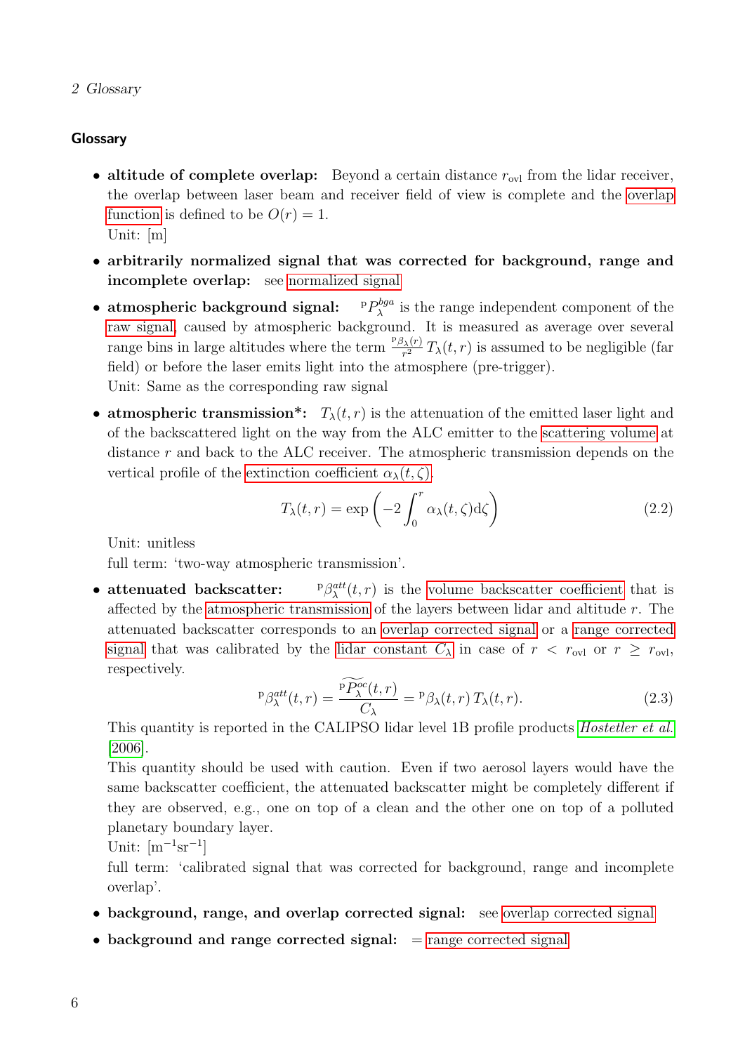## Glossary

- **altitude of complete overlap:** Beyond a certain distance $r_{\text{ovl}}$ from the lidar receiver, the overlap between laser beam and receiver field of view is complete and the overlap function is defined to be $O(r) = 1$.
  Unit: [m]

- **arbitrarily normalized signal that was corrected for background, range and incomplete overlap:** see normalized signal

- **atmospheric background signal:** ${}^{\text{P}}P_{\lambda}^{bga}$ is the range independent component of the raw signal, caused by atmospheric background. It is measured as average over several range bins in large altitudes where the term $\frac{{}^{\text{P}}\beta_{\lambda}(r)}{r^2}\,T_{\lambda}(t,r)$ is assumed to be negligible (far field) or before the laser emits light into the atmosphere (pre-trigger).
  Unit: Same as the corresponding raw signal

- **atmospheric transmission*:** $T_{\lambda}(t,r)$ is the attenuation of the emitted laser light and of the backscattered light on the way from the ALC emitter to the scattering volume at distance $r$ and back to the ALC receiver. The atmospheric transmission depends on the vertical profile of the extinction coefficient $\alpha_{\lambda}(t,\zeta)$.

$$T_{\lambda}(t,r) = \exp\left(-2\int_0^r \alpha_{\lambda}(t,\zeta)\mathrm{d}\zeta\right) \tag{2.2}$$

  Unit: unitless
  full term: 'two-way atmospheric transmission'.

- **attenuated backscatter:** ${}^{\text{P}}\beta_{\lambda}^{att}(t,r)$ is the volume backscatter coefficient that is affected by the atmospheric transmission of the layers between lidar and altitude $r$. The attenuated backscatter corresponds to an overlap corrected signal or a range corrected signal that was calibrated by the lidar constant $C_{\lambda}$ in case of $r < r_{\text{ovl}}$ or $r \geq r_{\text{ovl}}$, respectively.

$$ {}^{\text{P}}\beta_{\lambda}^{att}(t,r) = \frac{\widetilde{{}^{\text{P}}P_{\lambda}^{oc}}(t,r)}{C_{\lambda}} = {}^{\text{P}}\beta_{\lambda}(t,r)\,T_{\lambda}(t,r). \tag{2.3}$$

  This quantity is reported in the CALIPSO lidar level 1B profile products *Hostetler et al.* [2006].
  This quantity should be used with caution. Even if two aerosol layers would have the same backscatter coefficient, the attenuated backscatter might be completely different if they are observed, e.g., one on top of a clean and the other one on top of a polluted planetary boundary layer.
  Unit: [m$^{-1}$sr$^{-1}$]
  full term: 'calibrated signal that was corrected for background, range and incomplete overlap'.

- **background, range, and overlap corrected signal:** see overlap corrected signal

- **background and range corrected signal:** = range corrected signal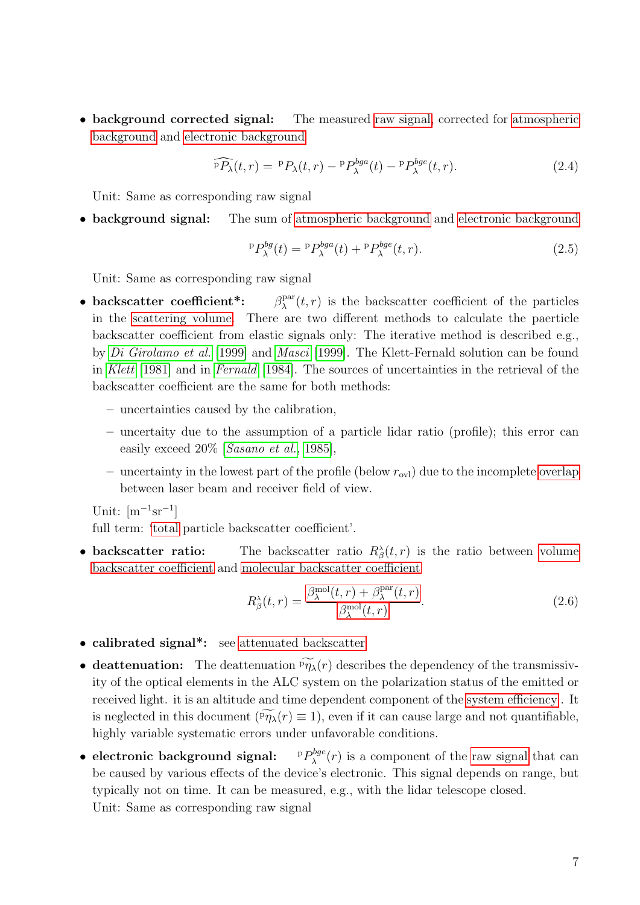- **background corrected signal:** The measured raw signal, corrected for atmospheric background and electronic background

$$\widehat{{}^{\mathrm{P}}P_\lambda}(t,r) = {}^{\mathrm{P}}P_\lambda(t,r) - {}^{\mathrm{P}}P_\lambda^{bga}(t) - {}^{\mathrm{P}}P_\lambda^{bge}(t,r). \tag{2.4}$$

Unit: Same as corresponding raw signal

- **background signal:** The sum of atmospheric background and electronic background

$${}^{\mathrm{P}}P_\lambda^{bg}(t) = {}^{\mathrm{P}}P_\lambda^{bga}(t) + {}^{\mathrm{P}}P_\lambda^{bge}(t,r). \tag{2.5}$$

Unit: Same as corresponding raw signal

- **backscatter coefficient*:** $\beta_\lambda^{\mathrm{par}}(t,r)$ is the backscatter coefficient of the particles in the scattering volume. There are two different methods to calculate the paerticle backscatter coefficient from elastic signals only: The iterative method is described e.g., by *Di Girolamo et al.* [1999] and *Masci* [1999]. The Klett-Fernald solution can be found in *Klett* [1981] and in *Fernald* [1984]. The sources of uncertainties in the retrieval of the backscatter coefficient are the same for both methods:
  - uncertainties caused by the calibration,
  - uncertaity due to the assumption of a particle lidar ratio (profile); this error can easily exceed 20% [*Sasano et al.*, 1985],
  - uncertainty in the lowest part of the profile (below $r_{\mathrm{ovl}}$) due to the incomplete overlap between laser beam and receiver field of view.

  Unit: $[\mathrm{m}^{-1}\mathrm{sr}^{-1}]$
  full term: 'total particle backscatter coefficient'.

- **backscatter ratio:** The backscatter ratio $R_\beta^\lambda(t,r)$ is the ratio between volume backscatter coefficient and molecular backscatter coefficient

$$R_\beta^\lambda(t,r) = \frac{\beta_\lambda^{\mathrm{mol}}(t,r) + \beta_\lambda^{\mathrm{par}}(t,r)}{\beta_\lambda^{\mathrm{mol}}(t,r)}. \tag{2.6}$$

- **calibrated signal*:** see attenuated backscatter

- **deattenuation:** The deattenuation $\widetilde{{}^{\mathrm{P}}\eta_\lambda}(r)$ describes the dependency of the transmissivity of the optical elements in the ALC system on the polarization status of the emitted or received light. it is an altitude and time dependent component of the system efficiency. It is neglected in this document ($\widetilde{{}^{\mathrm{P}}\eta_\lambda}(r) \equiv 1$), even if it can cause large and not quantifiable, highly variable systematic errors under unfavorable conditions.

- **electronic background signal:** ${}^{\mathrm{P}}P_\lambda^{bge}(r)$ is a component of the raw signal that can be caused by various effects of the device's electronic. This signal depends on range, but typically not on time. It can be measured, e.g., with the lidar telescope closed.
  Unit: Same as corresponding raw signal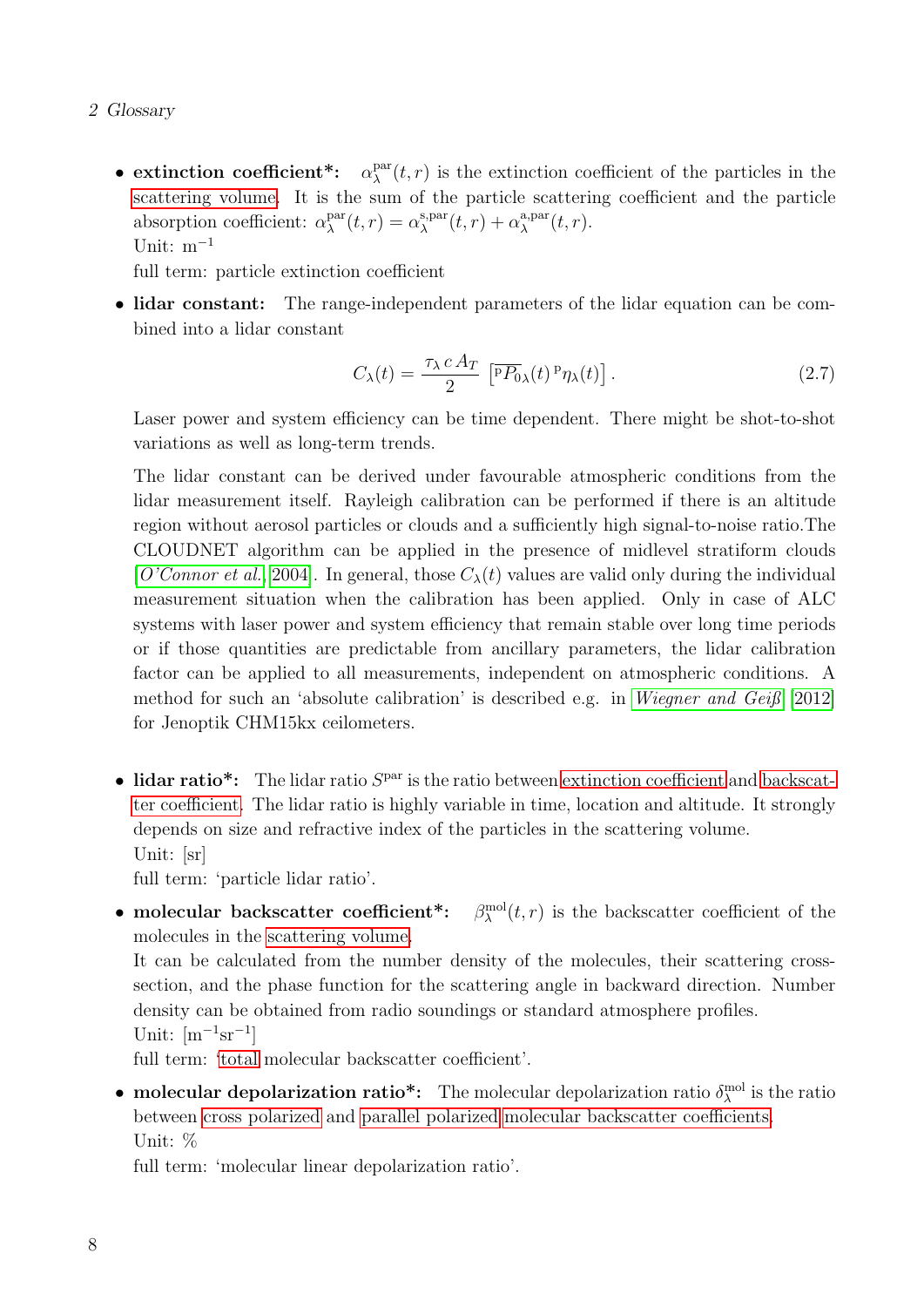- **extinction coefficient\*:** $\alpha_\lambda^{\mathrm{par}}(t,r)$ is the extinction coefficient of the particles in the scattering volume. It is the sum of the particle scattering coefficient and the particle absorption coefficient: $\alpha_\lambda^{\mathrm{par}}(t,r) = \alpha_\lambda^{\mathrm{s,par}}(t,r) + \alpha_\lambda^{\mathrm{a,par}}(t,r)$.
  Unit: $\mathrm{m}^{-1}$
  full term: particle extinction coefficient

- **lidar constant:** The range-independent parameters of the lidar equation can be combined into a lidar constant

$$C_\lambda(t) = \frac{\tau_\lambda \, c \, A_T}{2} \, \left[ {}^{\mathrm{p}}\overline{P}_{0\lambda}(t) \, {}^{\mathrm{p}}\eta_\lambda(t) \right]. \tag{2.7}$$

  Laser power and system efficiency can be time dependent. There might be shot-to-shot variations as well as long-term trends.

  The lidar constant can be derived under favourable atmospheric conditions from the lidar measurement itself. Rayleigh calibration can be performed if there is an altitude region without aerosol particles or clouds and a sufficiently high signal-to-noise ratio.The CLOUDNET algorithm can be applied in the presence of midlevel stratiform clouds [*O'Connor et al.*, 2004]. In general, those $C_\lambda(t)$ values are valid only during the individual measurement situation when the calibration has been applied. Only in case of ALC systems with laser power and system efficiency that remain stable over long time periods or if those quantities are predictable from ancillary parameters, the lidar calibration factor can be applied to all measurements, independent on atmospheric conditions. A method for such an 'absolute calibration' is described e.g. in *Wiegner and Geiß* [2012] for Jenoptik CHM15kx ceilometers.

- **lidar ratio\*:** The lidar ratio $S^{\mathrm{par}}$ is the ratio between extinction coefficient and backscatter coefficient. The lidar ratio is highly variable in time, location and altitude. It strongly depends on size and refractive index of the particles in the scattering volume.
  Unit: [sr]
  full term: 'particle lidar ratio'.

- **molecular backscatter coefficient\*:** $\beta_\lambda^{\mathrm{mol}}(t,r)$ is the backscatter coefficient of the molecules in the scattering volume.
  It can be calculated from the number density of the molecules, their scattering cross-section, and the phase function for the scattering angle in backward direction. Number density can be obtained from radio soundings or standard atmosphere profiles.
  Unit: $[\mathrm{m}^{-1}\mathrm{sr}^{-1}]$
  full term: 'total molecular backscatter coefficient'.

- **molecular depolarization ratio\*:** The molecular depolarization ratio $\delta_\lambda^{\mathrm{mol}}$ is the ratio between cross polarized and parallel polarized molecular backscatter coefficients.
  Unit: %
  full term: 'molecular linear depolarization ratio'.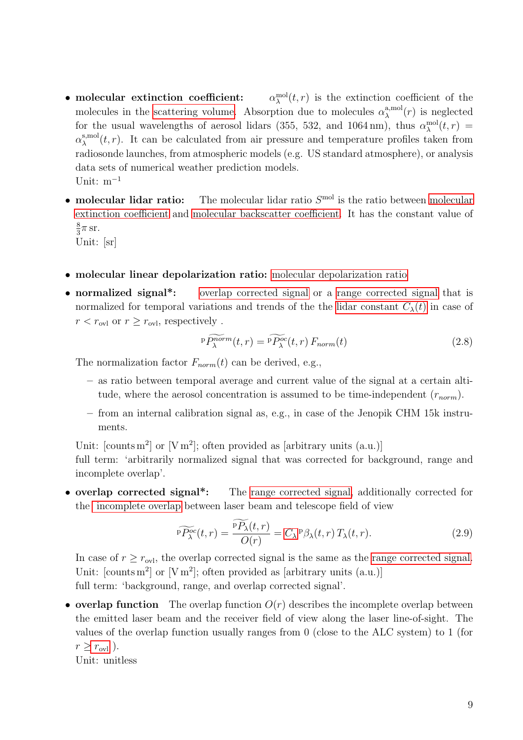- **molecular extinction coefficient:** $\alpha_\lambda^{\mathrm{mol}}(t,r)$ is the extinction coefficient of the molecules in the scattering volume. Absorption due to molecules $\alpha_\lambda^{\mathrm{a,mol}}(r)$ is neglected for the usual wavelengths of aerosol lidars (355, 532, and 1064 nm), thus $\alpha_\lambda^{\mathrm{mol}}(t,r) = \alpha_\lambda^{\mathrm{s,mol}}(t,r)$. It can be calculated from air pressure and temperature profiles taken from radiosonde launches, from atmospheric models (e.g. US standard atmosphere), or analysis data sets of numerical weather prediction models.
  Unit: $\mathrm{m}^{-1}$

- **molecular lidar ratio:** The molecular lidar ratio $S^{\mathrm{mol}}$ is the ratio between molecular extinction coefficient and molecular backscatter coefficient. It has the constant value of $\frac{8}{3}\pi$ sr.
  Unit: [sr]

- **molecular linear depolarization ratio:** molecular depolarization ratio

- **normalized signal*:** overlap corrected signal or a range corrected signal that is normalized for temporal variations and trends of the the lidar constant $C_\lambda(t)$ in case of $r < r_{\mathrm{ovl}}$ or $r \geq r_{\mathrm{ovl}}$, respectively .

$$ {}^{\mathrm{p}}\widetilde{P_\lambda^{norm}}(t,r) = {}^{\mathrm{p}}\widetilde{P_\lambda^{oc}}(t,r)\, F_{norm}(t) \tag{2.8}$$

  The normalization factor $F_{norm}(t)$ can be derived, e.g.,

  - as ratio between temporal average and current value of the signal at a certain altitude, where the aerosol concentration is assumed to be time-independent ($r_{norm}$).
  - from an internal calibration signal as, e.g., in case of the Jenopik CHM 15k instruments.

  Unit: [counts $\mathrm{m}^2$] or [V $\mathrm{m}^2$]; often provided as [arbitrary units (a.u.)]
  full term: 'arbitrarily normalized signal that was corrected for background, range and incomplete overlap'.

- **overlap corrected signal*:** The range corrected signal, additionally corrected for the incomplete overlap between laser beam and telescope field of view

$$ {}^{\mathrm{p}}\widetilde{P_\lambda^{oc}}(t,r) = \frac{{}^{\mathrm{p}}\widetilde{P_\lambda}(t,r)}{O(r)} = C_\lambda\, {}^{\mathrm{p}}\beta_\lambda(t,r)\, T_\lambda(t,r). \tag{2.9}$$

  In case of $r \geq r_{\mathrm{ovl}}$, the overlap corrected signal is the same as the range corrected signal.
  Unit: [counts $\mathrm{m}^2$] or [V $\mathrm{m}^2$]; often provided as [arbitrary units (a.u.)]
  full term: 'background, range, and overlap corrected signal'.

- **overlap function** The overlap function $O(r)$ describes the incomplete overlap between the emitted laser beam and the receiver field of view along the laser line-of-sight. The values of the overlap function usually ranges from 0 (close to the ALC system) to 1 (for $r \geq r_{\mathrm{ovl}}$).
  Unit: unitless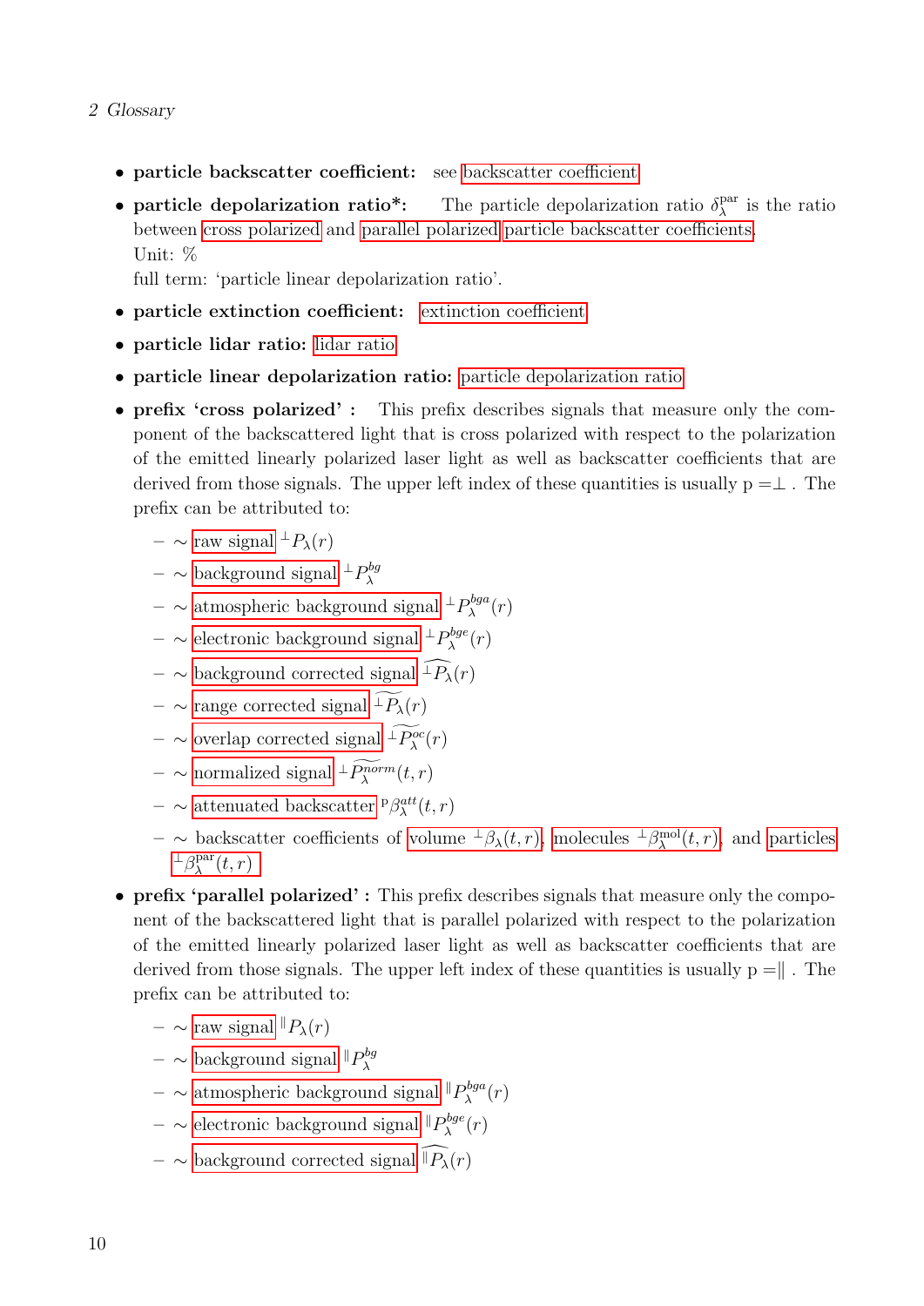- **particle backscatter coefficient:** see backscatter coefficient
- **particle depolarization ratio*:** The particle depolarization ratio $\delta_\lambda^{\mathrm{par}}$ is the ratio between cross polarized and parallel polarized particle backscatter coefficients.
  Unit: %
  full term: 'particle linear depolarization ratio'.
- **particle extinction coefficient:** extinction coefficient
- **particle lidar ratio:** lidar ratio
- **particle linear depolarization ratio:** particle depolarization ratio
- **prefix 'cross polarized' :** This prefix describes signals that measure only the component of the backscattered light that is cross polarized with respect to the polarization of the emitted linearly polarized laser light as well as backscatter coefficients that are derived from those signals. The upper left index of these quantities is usually p $=\perp$ . The prefix can be attributed to:
  - ∼ raw signal ${}^{\perp}P_\lambda(r)$
  - ∼ background signal ${}^{\perp}P_\lambda^{bg}$
  - ∼ atmospheric background signal ${}^{\perp}P_\lambda^{bga}(r)$
  - ∼ electronic background signal ${}^{\perp}P_\lambda^{bge}(r)$
  - ∼ background corrected signal $\widehat{{}^{\perp}P_\lambda}(r)$
  - ∼ range corrected signal $\widetilde{{}^{\perp}P_\lambda}(r)$
  - ∼ overlap corrected signal $\widetilde{{}^{\perp}P_\lambda^{oc}}(r)$
  - ∼ normalized signal $\widetilde{{}^{\perp}P_\lambda^{norm}}(t,r)$
  - ∼ attenuated backscatter ${}^{\mathrm{p}}\beta_\lambda^{att}(t,r)$
  - ∼ backscatter coefficients of volume ${}^{\perp}\beta_\lambda(t,r)$, molecules ${}^{\perp}\beta_\lambda^{\mathrm{mol}}(t,r)$, and particles ${}^{\perp}\beta_\lambda^{\mathrm{par}}(t,r)$
- **prefix 'parallel polarized' :** This prefix describes signals that measure only the component of the backscattered light that is parallel polarized with respect to the polarization of the emitted linearly polarized laser light as well as backscatter coefficients that are derived from those signals. The upper left index of these quantities is usually p $=\parallel$ . The prefix can be attributed to:
  - ∼ raw signal ${}^{\parallel}P_\lambda(r)$
  - ∼ background signal ${}^{\parallel}P_\lambda^{bg}$
  - ∼ atmospheric background signal ${}^{\parallel}P_\lambda^{bga}(r)$
  - ∼ electronic background signal ${}^{\parallel}P_\lambda^{bge}(r)$
  - ∼ background corrected signal $\widehat{{}^{\parallel}P_\lambda}(r)$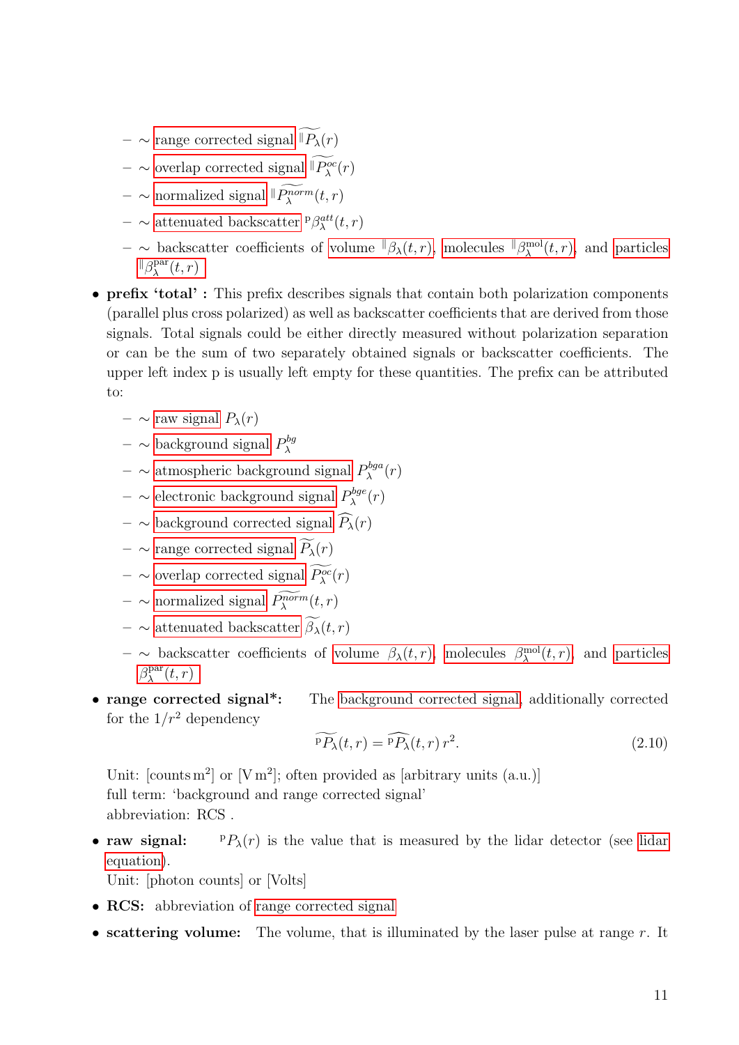- ~ range corrected signal ${}^{\parallel}\widetilde{P_\lambda}(r)$
  - ~ overlap corrected signal ${}^{\parallel}\widetilde{P_\lambda^{oc}}(r)$
  - ~ normalized signal ${}^{\parallel}\widetilde{P_\lambda^{norm}}(t,r)$
  - ~ attenuated backscatter ${}^{\mathrm{p}}\beta_\lambda^{att}(t,r)$
  - ~ backscatter coefficients of volume ${}^{\parallel}\beta_\lambda(t,r)$, molecules ${}^{\parallel}\beta_\lambda^{\mathrm{mol}}(t,r)$, and particles ${}^{\parallel}\beta_\lambda^{\mathrm{par}}(t,r)$

- **prefix 'total' :** This prefix describes signals that contain both polarization components (parallel plus cross polarized) as well as backscatter coefficients that are derived from those signals. Total signals could be either directly measured without polarization separation or can be the sum of two separately obtained signals or backscatter coefficients. The upper left index p is usually left empty for these quantities. The prefix can be attributed to:
  - ~ raw signal $P_\lambda(r)$
  - ~ background signal $P_\lambda^{bg}$
  - ~ atmospheric background signal $P_\lambda^{bga}(r)$
  - ~ electronic background signal $P_\lambda^{bge}(r)$
  - ~ background corrected signal $\widehat{P_\lambda}(r)$
  - ~ range corrected signal $\widetilde{P_\lambda}(r)$
  - ~ overlap corrected signal $\widetilde{P_\lambda^{oc}}(r)$
  - ~ normalized signal $\widetilde{P_\lambda^{norm}}(t,r)$
  - ~ attenuated backscatter $\widetilde{\beta_\lambda}(t,r)$
  - ~ backscatter coefficients of volume $\beta_\lambda(t,r)$, molecules $\beta_\lambda^{\mathrm{mol}}(t,r)$, and particles $\beta_\lambda^{\mathrm{par}}(t,r)$

- **range corrected signal*:** The background corrected signal, additionally corrected for the $1/r^2$ dependency

$$
{}^{\mathrm{p}}\widetilde{P_\lambda}(t,r) = {}^{\mathrm{p}}\widehat{P_\lambda}(t,r)\, r^2. \tag{2.10}
$$

  Unit: [counts m$^2$] or [V m$^2$]; often provided as [arbitrary units (a.u.)]
  full term: 'background and range corrected signal'
  abbreviation: RCS .

- **raw signal:** ${}^{\mathrm{p}}P_\lambda(r)$ is the value that is measured by the lidar detector (see lidar equation).
  Unit: [photon counts] or [Volts]

- **RCS:** abbreviation of range corrected signal

- **scattering volume:** The volume, that is illuminated by the laser pulse at range $r$. It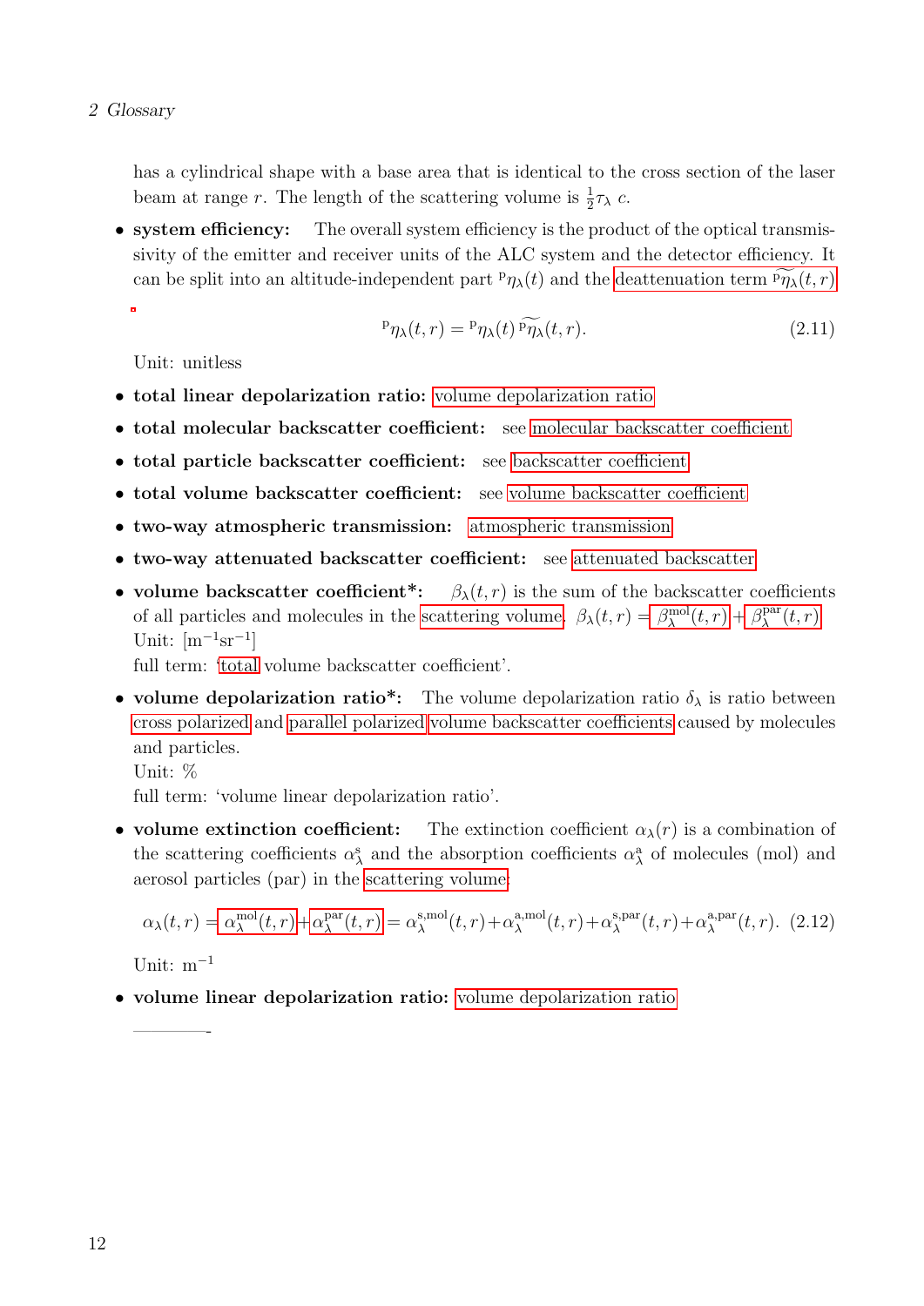has a cylindrical shape with a base area that is identical to the cross section of the laser beam at range $r$. The length of the scattering volume is $\frac{1}{2}\tau_\lambda\, c$.

- **system efficiency:** The overall system efficiency is the product of the optical transmissivity of the emitter and receiver units of the ALC system and the detector efficiency. It can be split into an altitude-independent part ${}^{\mathrm{p}}\eta_\lambda(t)$ and the deattenuation term ${}^{\mathrm{p}}\widetilde{\eta_\lambda}(t,r)$

$$ {}^{\mathrm{p}}\eta_\lambda(t,r) = {}^{\mathrm{p}}\eta_\lambda(t)\, {}^{\mathrm{p}}\widetilde{\eta_\lambda}(t,r). \tag{2.11}$$

  Unit: unitless

- **total linear depolarization ratio:** volume depolarization ratio
- **total molecular backscatter coefficient:** see molecular backscatter coefficient
- **total particle backscatter coefficient:** see backscatter coefficient
- **total volume backscatter coefficient:** see volume backscatter coefficient
- **two-way atmospheric transmission:** atmospheric transmission
- **two-way attenuated backscatter coefficient:** see attenuated backscatter
- **volume backscatter coefficient*:** $\beta_\lambda(t,r)$ is the sum of the backscatter coefficients of all particles and molecules in the scattering volume. $\beta_\lambda(t,r) = \beta_\lambda^{\mathrm{mol}}(t,r) + \beta_\lambda^{\mathrm{par}}(t,r)$
  Unit: $[\mathrm{m}^{-1}\mathrm{sr}^{-1}]$
  full term: 'total volume backscatter coefficient'.
- **volume depolarization ratio*:** The volume depolarization ratio $\delta_\lambda$ is ratio between cross polarized and parallel polarized volume backscatter coefficients caused by molecules and particles.
  Unit: %
  full term: 'volume linear depolarization ratio'.
- **volume extinction coefficient:** The extinction coefficient $\alpha_\lambda(r)$ is a combination of the scattering coefficients $\alpha_\lambda^{\mathrm{s}}$ and the absorption coefficients $\alpha_\lambda^{\mathrm{a}}$ of molecules (mol) and aerosol particles (par) in the scattering volume:

$$\alpha_\lambda(t,r) = \alpha_\lambda^{\mathrm{mol}}(t,r) + \alpha_\lambda^{\mathrm{par}}(t,r) = \alpha_\lambda^{\mathrm{s,mol}}(t,r) + \alpha_\lambda^{\mathrm{a,mol}}(t,r) + \alpha_\lambda^{\mathrm{s,par}}(t,r) + \alpha_\lambda^{\mathrm{a,par}}(t,r). \tag{2.12}$$

  Unit: $\mathrm{m}^{-1}$

- **volume linear depolarization ratio:** volume depolarization ratio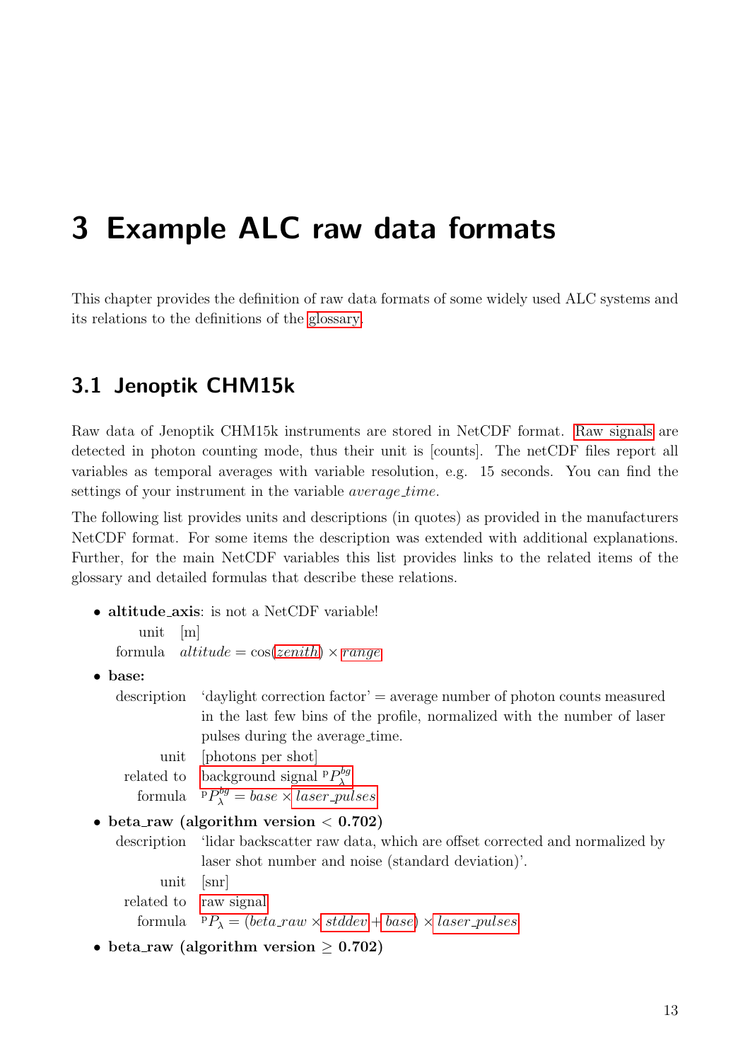# 3 Example ALC raw data formats

This chapter provides the definition of raw data formats of some widely used ALC systems and its relations to the definitions of the glossary.

## 3.1 Jenoptik CHM15k

Raw data of Jenoptik CHM15k instruments are stored in NetCDF format. Raw signals are detected in photon counting mode, thus their unit is [counts]. The netCDF files report all variables as temporal averages with variable resolution, e.g. 15 seconds. You can find the settings of your instrument in the variable *average_time*.

The following list provides units and descriptions (in quotes) as provided in the manufacturers NetCDF format. For some items the description was extended with additional explanations. Further, for the main NetCDF variables this list provides links to the related items of the glossary and detailed formulas that describe these relations.

- **altitude_axis**: is not a NetCDF variable!
  - unit: [m]
  - formula: $altitude = \cos(zenith) \times range$
- **base:**
  - description: 'daylight correction factor' = average number of photon counts measured in the last few bins of the profile, normalized with the number of laser pulses during the average_time.
  - unit: [photons per shot]
  - related to: background signal ${}^{\mathrm{P}}P_{\lambda}^{bg}$
  - formula: ${}^{\mathrm{P}}P_{\lambda}^{bg} = base \times laser\_pulses$
- **beta_raw (algorithm version < 0.702)**
  - description: 'lidar backscatter raw data, which are offset corrected and normalized by laser shot number and noise (standard deviation)'.
  - unit: [snr]
  - related to: raw signal
  - formula: ${}^{\mathrm{P}}P_{\lambda} = (beta\_raw \times stddev + base) \times laser\_pulses$
- **beta_raw (algorithm version ≥ 0.702)**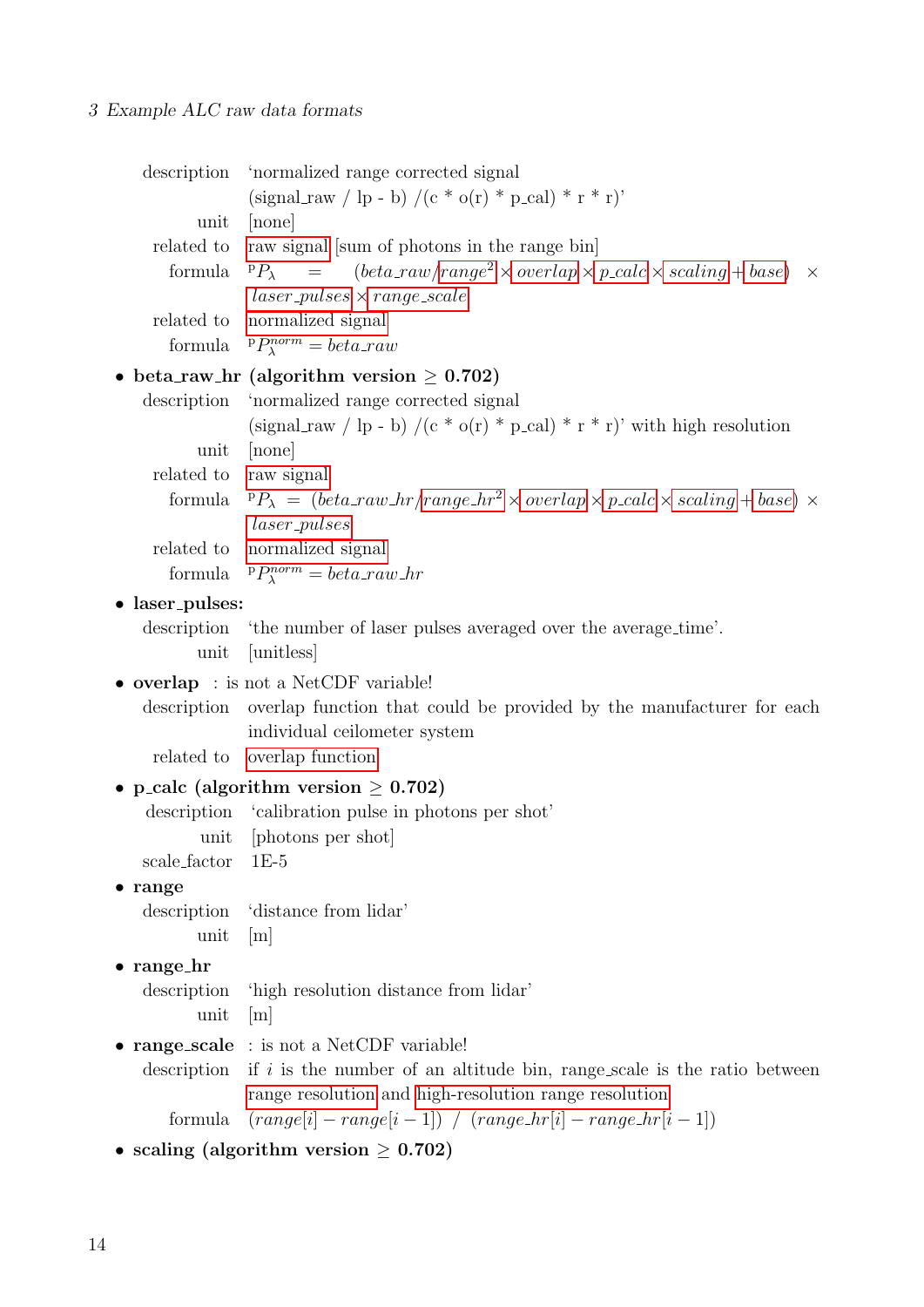description 'normalized range corrected signal (signal_raw / lp - b) /(c * o(r) * p_cal) * r * r)'
unit [none]
related to raw signal [sum of photons in the range bin]
formula $^{\mathrm{P}}P_\lambda = (beta\_raw / range^2 \times overlap \times p\_calc \times scaling + base) \times laser\_pulses \times range\_scale$
related to normalized signal
formula $^{\mathrm{P}}P_\lambda^{norm} = beta\_raw$

- **beta_raw_hr (algorithm version ≥ 0.702)**
  description 'normalized range corrected signal (signal_raw / lp - b) /(c * o(r) * p_cal) * r * r)' with high resolution
  unit [none]
  related to raw signal
  formula $^{\mathrm{P}}P_\lambda = (beta\_raw\_hr / range\_hr^2 \times overlap \times p\_calc \times scaling + base) \times laser\_pulses$
  related to normalized signal
  formula $^{\mathrm{P}}P_\lambda^{norm} = beta\_raw\_hr$
- **laser_pulses:**
  description 'the number of laser pulses averaged over the average_time'.
  unit [unitless]
- **overlap** : is not a NetCDF variable!
  description overlap function that could be provided by the manufacturer for each individual ceilometer system
  related to overlap function
- **p_calc (algorithm version ≥ 0.702)**
  description 'calibration pulse in photons per shot'
  unit [photons per shot]
  scale_factor 1E-5
- **range**
  description 'distance from lidar'
  unit [m]
- **range_hr**
  description 'high resolution distance from lidar'
  unit [m]
- **range_scale** : is not a NetCDF variable!
  description if $i$ is the number of an altitude bin, range_scale is the ratio between range resolution and high-resolution range resolution
  formula $(range[i] - range[i-1]) \;/\; (range\_hr[i] - range\_hr[i-1])$
- **scaling (algorithm version ≥ 0.702)**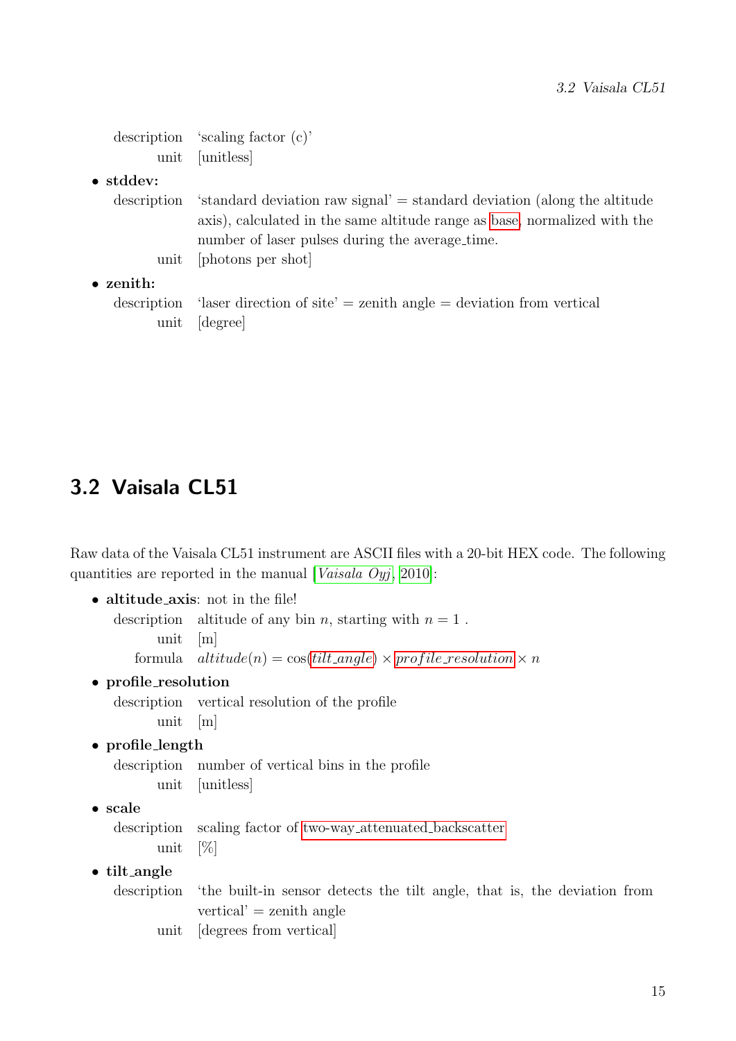description 'scaling factor (c)'
unit [unitless]

- **stddev:**
  - description 'standard deviation raw signal' = standard deviation (along the altitude axis), calculated in the same altitude range as base, normalized with the number of laser pulses during the average_time.
  - unit [photons per shot]
- **zenith:**
  - description 'laser direction of site' = zenith angle = deviation from vertical
  - unit [degree]

## 3.2 Vaisala CL51

Raw data of the Vaisala CL51 instrument are ASCII files with a 20-bit HEX code. The following quantities are reported in the manual [*Vaisala Oyj*, 2010]:

- **altitude_axis**: not in the file!
  - description altitude of any bin $n$, starting with $n = 1$ .
  - unit [m]
  - formula $altitude(n) = \cos(tilt\_angle) \times profile\_resolution \times n$
- **profile_resolution**
  - description vertical resolution of the profile
  - unit [m]
- **profile_length**
  - description number of vertical bins in the profile
  - unit [unitless]
- **scale**
  - description scaling factor of two-way_attenuated_backscatter
  - unit [%]
- **tilt_angle**
  - description 'the built-in sensor detects the tilt angle, that is, the deviation from vertical' = zenith angle
  - unit [degrees from vertical]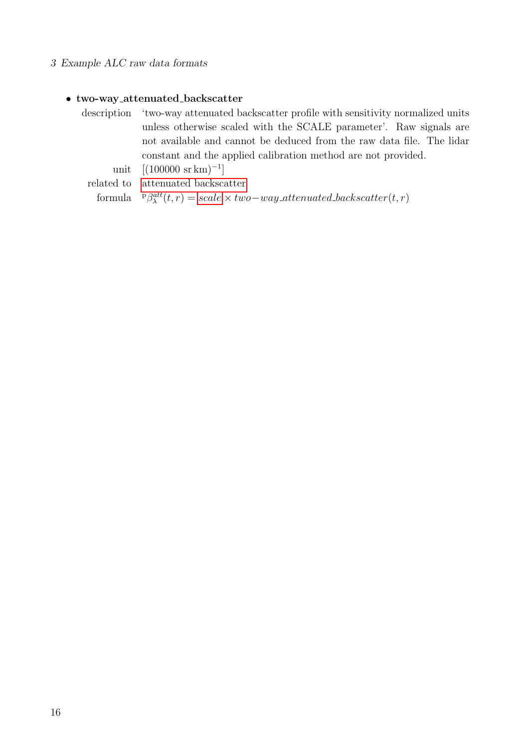- **two-way_attenuated_backscatter**

  description: ‘two-way attenuated backscatter profile with sensitivity normalized units unless otherwise scaled with the SCALE parameter’. Raw signals are not available and cannot be deduced from the raw data file. The lidar constant and the applied calibration method are not provided.

  unit: $[(100000\ \mathrm{sr\,km})^{-1}]$

  related to: attenuated backscatter

  formula: ${}^{\mathrm{p}}\beta_{\lambda}^{att}(t,r) = scale \times two\!-\!way\_attenuated\_backscatter(t,r)$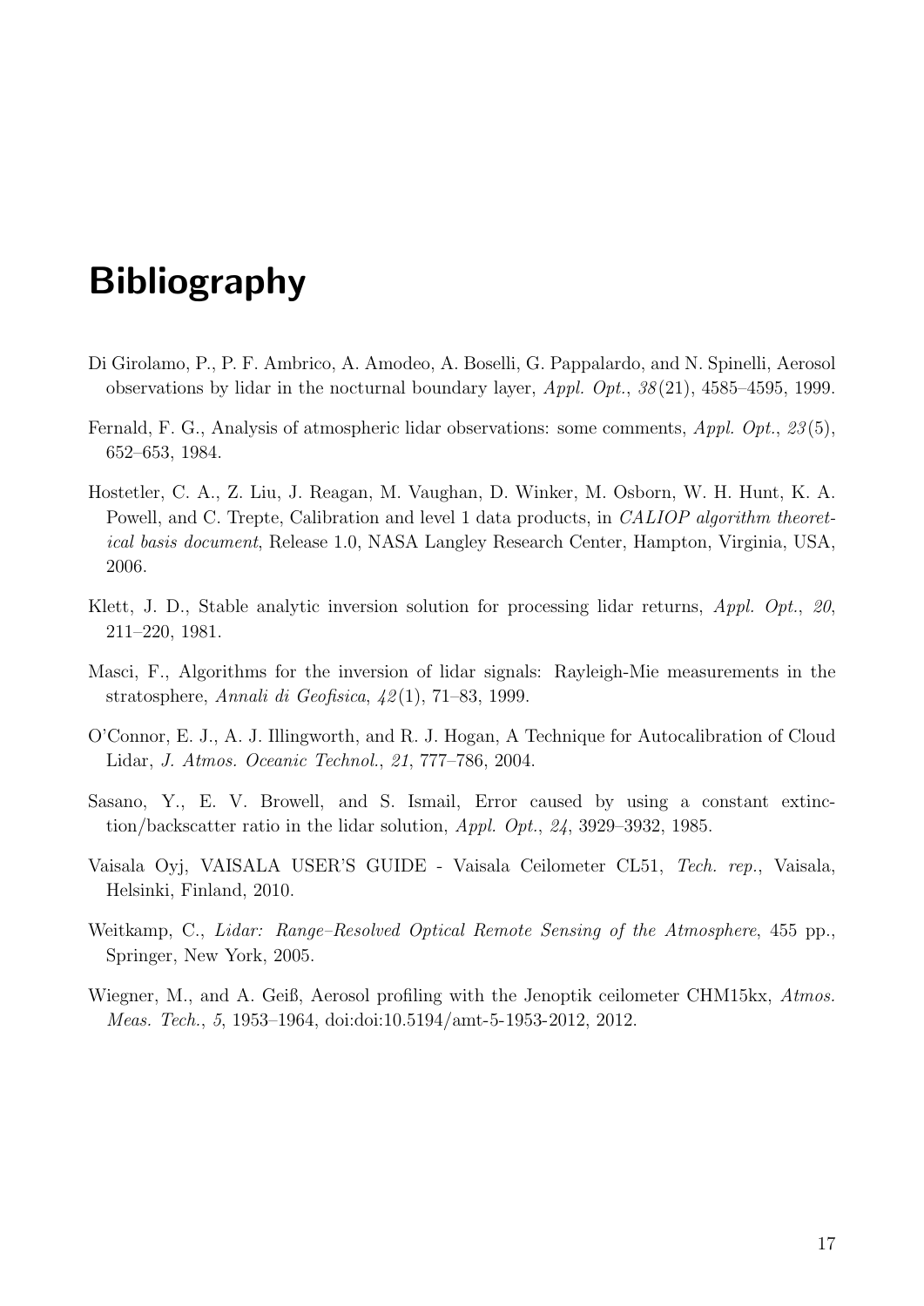# Bibliography

Di Girolamo, P., P. F. Ambrico, A. Amodeo, A. Boselli, G. Pappalardo, and N. Spinelli, Aerosol observations by lidar in the nocturnal boundary layer, *Appl. Opt.*, *38*(21), 4585–4595, 1999.

Fernald, F. G., Analysis of atmospheric lidar observations: some comments, *Appl. Opt.*, *23*(5), 652–653, 1984.

Hostetler, C. A., Z. Liu, J. Reagan, M. Vaughan, D. Winker, M. Osborn, W. H. Hunt, K. A. Powell, and C. Trepte, Calibration and level 1 data products, in *CALIOP algorithm theoretical basis document*, Release 1.0, NASA Langley Research Center, Hampton, Virginia, USA, 2006.

Klett, J. D., Stable analytic inversion solution for processing lidar returns, *Appl. Opt.*, *20*, 211–220, 1981.

Masci, F., Algorithms for the inversion of lidar signals: Rayleigh-Mie measurements in the stratosphere, *Annali di Geofisica*, *42*(1), 71–83, 1999.

O'Connor, E. J., A. J. Illingworth, and R. J. Hogan, A Technique for Autocalibration of Cloud Lidar, *J. Atmos. Oceanic Technol.*, *21*, 777–786, 2004.

Sasano, Y., E. V. Browell, and S. Ismail, Error caused by using a constant extinction/backscatter ratio in the lidar solution, *Appl. Opt.*, *24*, 3929–3932, 1985.

Vaisala Oyj, VAISALA USER'S GUIDE - Vaisala Ceilometer CL51, *Tech. rep.*, Vaisala, Helsinki, Finland, 2010.

Weitkamp, C., *Lidar: Range–Resolved Optical Remote Sensing of the Atmosphere*, 455 pp., Springer, New York, 2005.

Wiegner, M., and A. Geiß, Aerosol profiling with the Jenoptik ceilometer CHM15kx, *Atmos. Meas. Tech.*, *5*, 1953–1964, doi:doi:10.5194/amt-5-1953-2012, 2012.